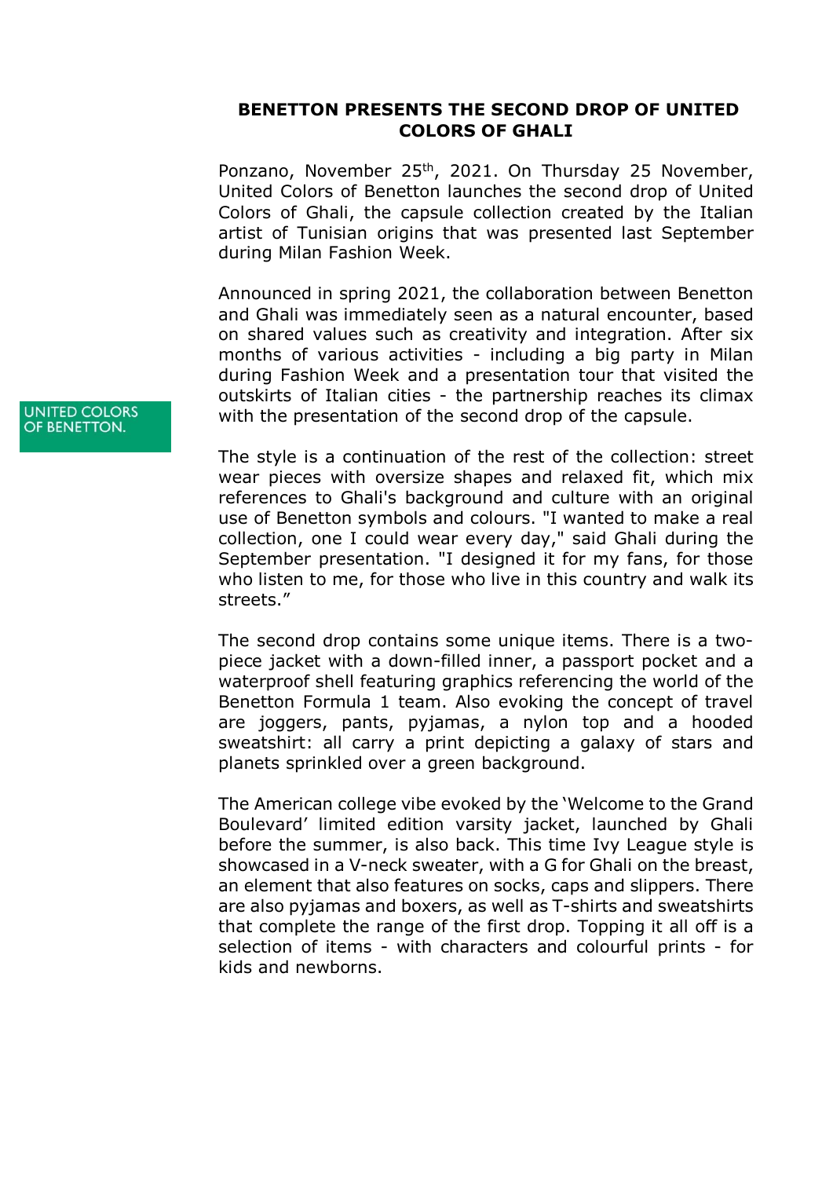UNITED COLORS OF BENETTON.

# BENETTON PRESENTS THE SECOND DROP OF UNITED COLORS OF GHALI

Ponzano, November 25th, 2021. On Thursday 25 November, United Colors of Benetton launches the second drop of United Colors of Ghali, the capsule collection created by the Italian artist of Tunisian origins that was presented last September during Milan Fashion Week.

Announced in spring 2021, the collaboration between Benetton and Ghali was immediately seen as a natural encounter, based on shared values such as creativity and integration. After six months of various activities - including a big party in Milan during Fashion Week and a presentation tour that visited the outskirts of Italian cities - the partnership reaches its climax with the presentation of the second drop of the capsule.

The style is a continuation of the rest of the collection: street wear pieces with oversize shapes and relaxed fit, which mix references to Ghali's background and culture with an original use of Benetton symbols and colours. "I wanted to make a real collection, one I could wear every day," said Ghali during the September presentation. "I designed it for my fans, for those who listen to me, for those who live in this country and walk its streets."

The second drop contains some unique items. There is a two-piece jacket with a down-filled inner, a passport pocket and a waterproof shell featuring graphics referencing the world of the Benetton Formula 1 team. Also evoking the concept of travel are joggers, pants, pyjamas, a nylon top and a hooded sweatshirt: all carry a print depicting a galaxy of stars and planets sprinkled over a green background.

The American college vibe evoked by the 'Welcome to the Grand Boulevard' limited edition varsity jacket, launched by Ghali before the summer, is also back. This time Ivy League style is showcased in a V-neck sweater, with a G for Ghali on the breast, an element that also features on socks, caps and slippers. There are also pyjamas and boxers, as well as T-shirts and sweatshirts that complete the range of the first drop. Topping it all off is a selection of items - with characters and colourful prints - for kids and newborns.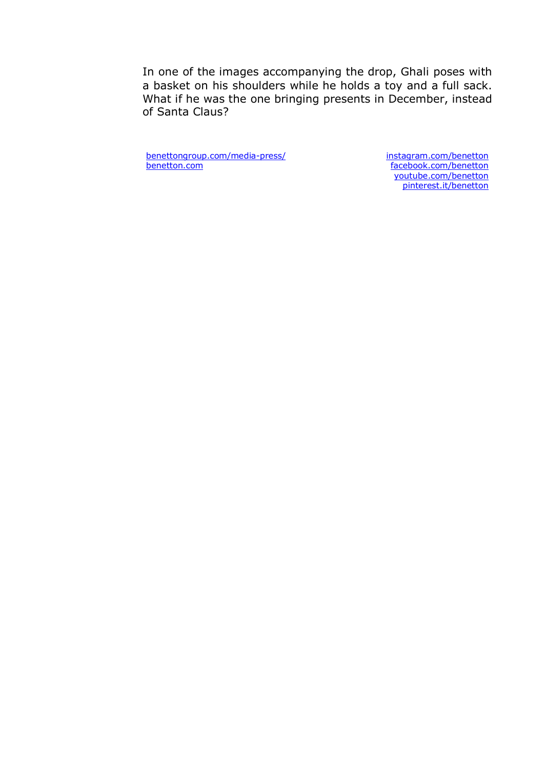In one of the images accompanying the drop, Ghali poses with a basket on his shoulders while he holds a toy and a full sack. What if he was the one bringing presents in December, instead of Santa Claus?

[benettongroup.com/media-press/](https://benettongroup.com/media-press/)
[benetton.com](https://benetton.com)

[instagram.com/benetton](https://instagram.com/benetton)
[facebook.com/benetton](https://facebook.com/benetton)
[youtube.com/benetton](https://youtube.com/benetton)
[pinterest.it/benetton](https://pinterest.it/benetton)